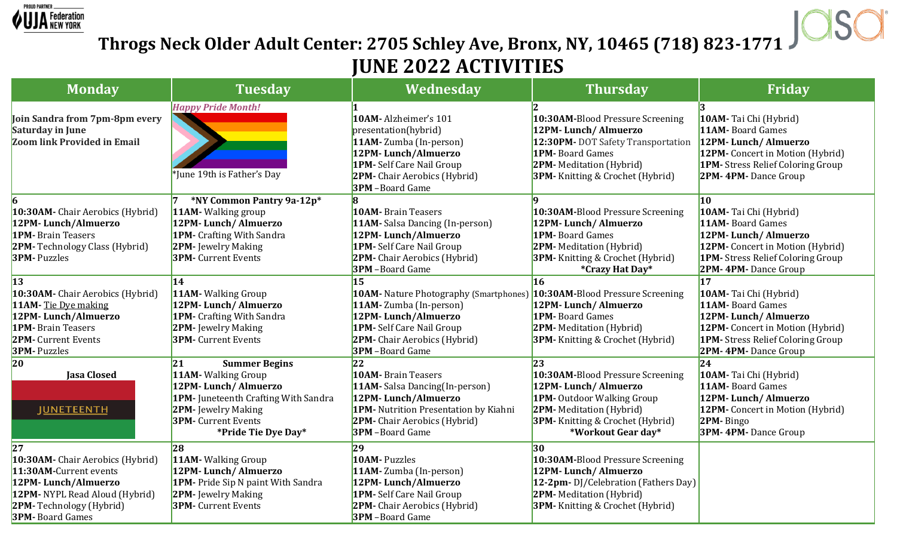PROUD PARTNER UJA Federation NEW YORK

# Throgs Neck Older Adult Center: 2705 Schley Ave, Bronx, NY, 10465 (718) 823-1771

JASA

## JUNE 2022 ACTIVITIES

| Monday | Tuesday | Wednesday | Thursday | Friday |
|---|---|---|---|---|
| **Join Sandra from 7pm-8pm every Saturday in June**<br>**Zoom link Provided in Email** | *Happy Pride Month!*<br>*June 19th is Father's Day | **1**<br>**10AM-** Alzheimer's 101 presentation(hybrid)<br>**11AM-** Zumba (In-person)<br>**12PM- Lunch/Almuerzo**<br>**1PM-** Self Care Nail Group<br>**2PM-** Chair Aerobics (Hybrid)<br>**3PM** –Board Game | **2**<br>**10:30AM-**Blood Pressure Screening<br>**12PM- Lunch/ Almuerzo**<br>**12:30PM-** DOT Safety Transportation<br>**1PM-** Board Games<br>**2PM-** Meditation (Hybrid)<br>**3PM-** Knitting & Crochet (Hybrid) | **3**<br>**10AM-** Tai Chi (Hybrid)<br>**11AM-** Board Games<br>**12PM- Lunch/ Almuerzo**<br>**12PM-** Concert in Motion (Hybrid)<br>**1PM-** Stress Relief Coloring Group<br>**2PM- 4PM-** Dance Group |
| **6**<br>**10:30AM-** Chair Aerobics (Hybrid)<br>**12PM- Lunch/Almuerzo**<br>**1PM-** Brain Teasers<br>**2PM-** Technology Class (Hybrid)<br>**3PM-** Puzzles | **7** ***NY Common Pantry 9a-12p***<br>**11AM-** Walking group<br>**12PM- Lunch/ Almuerzo**<br>**1PM-** Crafting With Sandra<br>**2PM-** Jewelry Making<br>**3PM-** Current Events | **8**<br>**10AM-** Brain Teasers<br>**11AM-** Salsa Dancing (In-person)<br>**12PM- Lunch/Almuerzo**<br>**1PM-** Self Care Nail Group<br>**2PM-** Chair Aerobics (Hybrid)<br>**3PM** –Board Game | **9**<br>**10:30AM-**Blood Pressure Screening<br>**12PM- Lunch/ Almuerzo**<br>**1PM-** Board Games<br>**2PM-** Meditation (Hybrid)<br>**3PM-** Knitting & Crochet (Hybrid)<br>***Crazy Hat Day*** | **10**<br>**10AM-** Tai Chi (Hybrid)<br>**11AM-** Board Games<br>**12PM- Lunch/ Almuerzo**<br>**12PM-** Concert in Motion (Hybrid)<br>**1PM-** Stress Relief Coloring Group<br>**2PM- 4PM-** Dance Group |
| **13**<br>**10:30AM-** Chair Aerobics (Hybrid)<br>**11AM-** Tie Dye making<br>**12PM- Lunch/Almuerzo**<br>**1PM-** Brain Teasers<br>**2PM-** Current Events<br>**3PM-** Puzzles | **14**<br>**11AM-** Walking Group<br>**12PM- Lunch/ Almuerzo**<br>**1PM-** Crafting With Sandra<br>**2PM-** Jewelry Making<br>**3PM-** Current Events | **15**<br>**10AM-** Nature Photography (Smartphones)<br>**11AM-** Zumba (In-person)<br>**12PM- Lunch/Almuerzo**<br>**1PM-** Self Care Nail Group<br>**2PM-** Chair Aerobics (Hybrid)<br>**3PM** –Board Game | **16**<br>**10:30AM-**Blood Pressure Screening<br>**12PM- Lunch/ Almuerzo**<br>**1PM-** Board Games<br>**2PM-** Meditation (Hybrid)<br>**3PM-** Knitting & Crochet (Hybrid) | **17**<br>**10AM-** Tai Chi (Hybrid)<br>**11AM-** Board Games<br>**12PM- Lunch/ Almuerzo**<br>**12PM-** Concert in Motion (Hybrid)<br>**1PM-** Stress Relief Coloring Group<br>**2PM- 4PM-** Dance Group |
| **20**<br>**Jasa Closed**<br>JUNETEENTH | **21** **Summer Begins**<br>**11AM-** Walking Group<br>**12PM- Lunch/ Almuerzo**<br>**1PM-** Juneteenth Crafting With Sandra<br>**2PM-** Jewelry Making<br>**3PM-** Current Events<br>***Pride Tie Dye Day*** | **22**<br>**10AM-** Brain Teasers<br>**11AM-** Salsa Dancing(In-person)<br>**12PM- Lunch/Almuerzo**<br>**1PM-** Nutrition Presentation by Kiahni<br>**2PM-** Chair Aerobics (Hybrid)<br>**3PM** –Board Game | **23**<br>**10:30AM-**Blood Pressure Screening<br>**12PM- Lunch/ Almuerzo**<br>**1PM-** Outdoor Walking Group<br>**2PM-** Meditation (Hybrid)<br>**3PM-** Knitting & Crochet (Hybrid)<br>***Workout Gear day*** | **24**<br>**10AM-** Tai Chi (Hybrid)<br>**11AM-** Board Games<br>**12PM- Lunch/ Almuerzo**<br>**12PM-** Concert in Motion (Hybrid)<br>**2PM-** Bingo<br>**3PM- 4PM-** Dance Group |
| **27**<br>**10:30AM-** Chair Aerobics (Hybrid)<br>**11:30AM-**Current events<br>**12PM- Lunch/Almuerzo**<br>**12PM-** NYPL Read Aloud (Hybrid)<br>**2PM-** Technology (Hybrid)<br>**3PM-** Board Games | **28**<br>**11AM-** Walking Group<br>**12PM- Lunch/ Almuerzo**<br>**1PM-** Pride Sip N paint With Sandra<br>**2PM-** Jewelry Making<br>**3PM-** Current Events | **29**<br>**10AM-** Puzzles<br>**11AM-** Zumba (In-person)<br>**12PM- Lunch/Almuerzo**<br>**1PM-** Self Care Nail Group<br>**2PM-** Chair Aerobics (Hybrid)<br>**3PM** –Board Game | **30**<br>**10:30AM-**Blood Pressure Screening<br>**12PM- Lunch/ Almuerzo**<br>**12-2pm-** DJ/Celebration (Fathers Day)<br>**2PM-** Meditation (Hybrid)<br>**3PM-** Knitting & Crochet (Hybrid) | |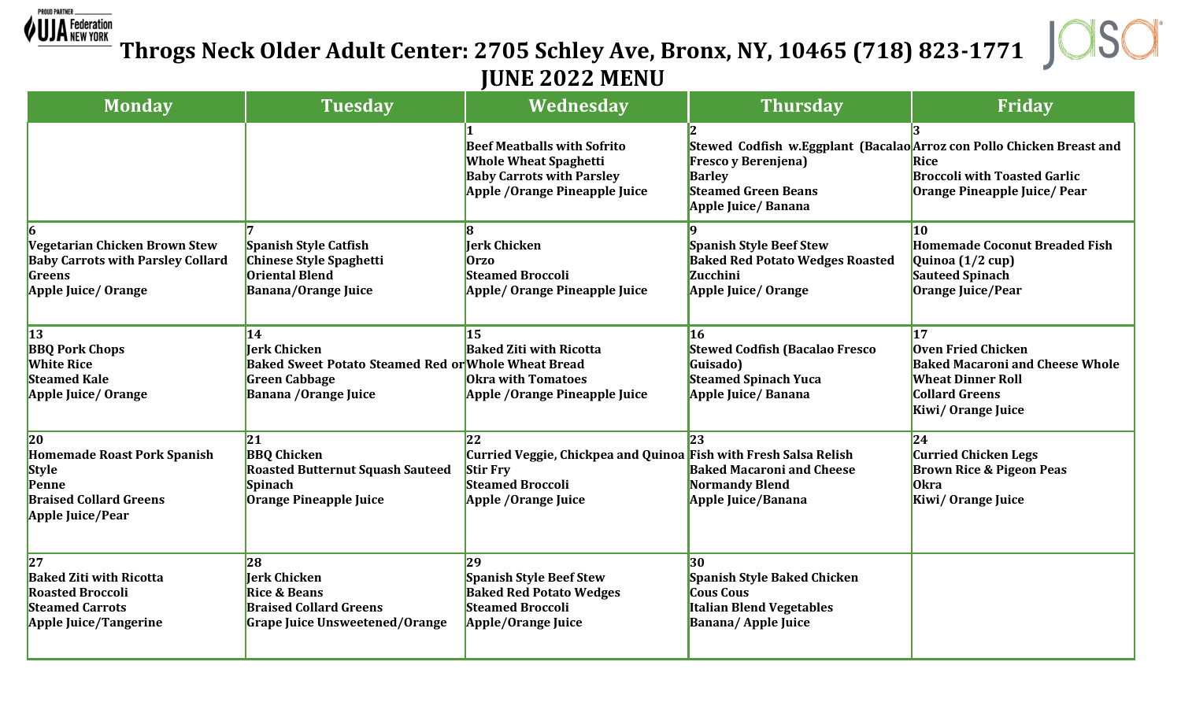PROUD PARTNER UJA Federation NEW YORK

# Throgs Neck Older Adult Center: 2705 Schley Ave, Bronx, NY, 10465 (718) 823-1771

## JUNE 2022 MENU

| Monday | Tuesday | Wednesday | Thursday | Friday |
|---|---|---|---|---|
| | | **1** Beef Meatballs with Sofrito Whole Wheat Spaghetti Baby Carrots with Parsley Apple /Orange Pineapple Juice | **2** Stewed Codfish w.Eggplant (Bacalao Fresco y Berenjena) Barley Steamed Green Beans Apple Juice/ Banana | **3** Arroz con Pollo Chicken Breast and Rice Broccoli with Toasted Garlic Orange Pineapple Juice/ Pear |
| **6** Vegetarian Chicken Brown Stew Baby Carrots with Parsley Collard Greens Apple Juice/ Orange | **7** Spanish Style Catfish Chinese Style Spaghetti Oriental Blend Banana/Orange Juice | **8** Jerk Chicken Orzo Steamed Broccoli Apple/ Orange Pineapple Juice | **9** Spanish Style Beef Stew Baked Red Potato Wedges Roasted Zucchini Apple Juice/ Orange | **10** Homemade Coconut Breaded Fish Quinoa (1/2 cup) Sauteed Spinach Orange Juice/Pear |
| **13** BBQ Pork Chops White Rice Steamed Kale Apple Juice/ Orange | **14** Jerk Chicken Baked Sweet Potato Steamed Red or Green Cabbage Banana /Orange Juice | **15** Baked Ziti with Ricotta Whole Wheat Bread Okra with Tomatoes Apple /Orange Pineapple Juice | **16** Stewed Codfish (Bacalao Fresco Guisado) Steamed Spinach Yuca Apple Juice/ Banana | **17** Oven Fried Chicken Baked Macaroni and Cheese Whole Wheat Dinner Roll Collard Greens Kiwi/ Orange Juice |
| **20** Homemade Roast Pork Spanish Style Penne Braised Collard Greens Apple Juice/Pear | **21** BBQ Chicken Roasted Butternut Squash Sauteed Spinach Orange Pineapple Juice | **22** Curried Veggie, Chickpea and Quinoa Stir Fry Steamed Broccoli Apple /Orange Juice | **23** Fish with Fresh Salsa Relish Baked Macaroni and Cheese Normandy Blend Apple Juice/Banana | **24** Curried Chicken Legs Brown Rice & Pigeon Peas Okra Kiwi/ Orange Juice |
| **27** Baked Ziti with Ricotta Roasted Broccoli Steamed Carrots Apple Juice/Tangerine | **28** Jerk Chicken Rice & Beans Braised Collard Greens Grape Juice Unsweetened/Orange | **29** Spanish Style Beef Stew Baked Red Potato Wedges Steamed Broccoli Apple/Orange Juice | **30** Spanish Style Baked Chicken Cous Cous Italian Blend Vegetables Banana/ Apple Juice | |